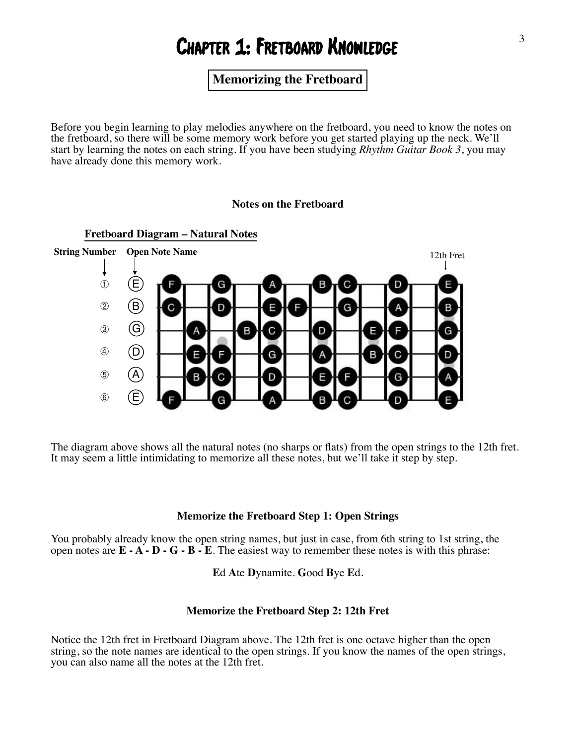# Chapter 1: Fretboard Knowledge

## Memorizing the Fretboard

Before you begin learning to play melodies anywhere on the fretboard, you need to know the notes on the fretboard, so there will be some memory work before you get started playing up the neck. We'll start by learning the notes on each string. If you have been studying *Rhythm Guitar Book 3*, you may have already done this memory work.

**Notes on the Fretboard**

**Fretboard Diagram – Natural Notes**

| String Number | Open Note Name | 1 | 2 | 3 | 4 | 5 | 6 | 7 | 8 | 9 | 10 | 11 | 12th Fret |
|---|---|---|---|---|---|---|---|---|---|---|---|---|---|
| ① | E | F | | G | | A | | B | C | | D | | E |
| ② | B | C | | D | | E | F | | G | | A | | B |
| ③ | G | | A | | B | C | | D | | E | F | | G |
| ④ | D | | E | F | | G | | A | | B | C | | D |
| ⑤ | A | | B | C | | D | | E | F | | G | | A |
| ⑥ | E | F | | G | | A | | B | C | | D | | E |

The diagram above shows all the natural notes (no sharps or flats) from the open strings to the 12th fret. It may seem a little intimidating to memorize all these notes, but we'll take it step by step.

**Memorize the Fretboard Step 1: Open Strings**

You probably already know the open string names, but just in case, from 6th string to 1st string, the open notes are **E - A - D - G - B - E**. The easiest way to remember these notes is with this phrase:

**E**d **A**te **D**ynamite. **G**ood **B**ye **E**d.

**Memorize the Fretboard Step 2: 12th Fret**

Notice the 12th fret in Fretboard Diagram above. The 12th fret is one octave higher than the open string, so the note names are identical to the open strings. If you know the names of the open strings, you can also name all the notes at the 12th fret.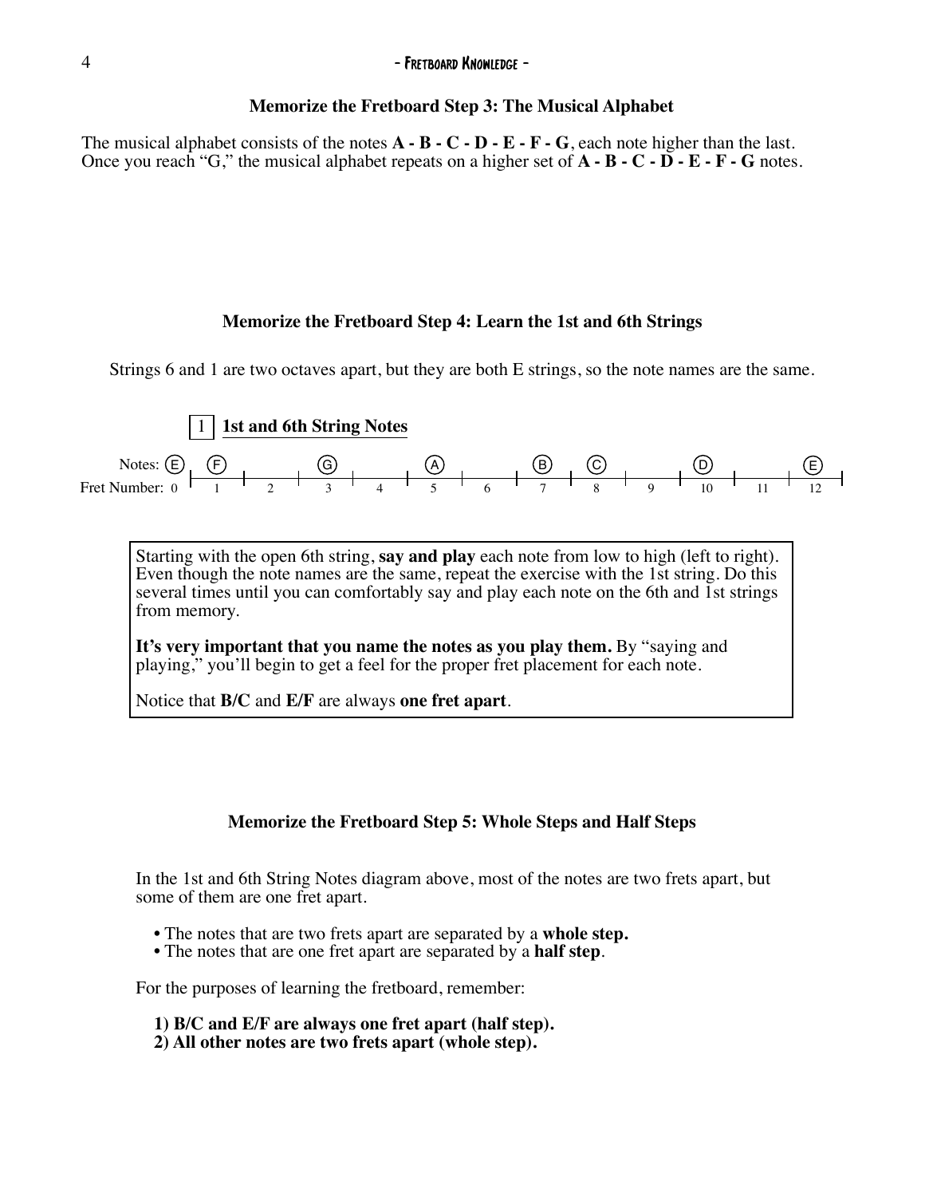### Memorize the Fretboard Step 3: The Musical Alphabet

The musical alphabet consists of the notes **A - B - C - D - E - F - G**, each note higher than the last. Once you reach "G," the musical alphabet repeats on a higher set of **A - B - C - D - E - F - G** notes.

### Memorize the Fretboard Step 4: Learn the 1st and 6th Strings

Strings 6 and 1 are two octaves apart, but they are both E strings, so the note names are the same.

**1 1st and 6th String Notes**

| Fret Number: | 0 | 1 | 2 | 3 | 4 | 5 | 6 | 7 | 8 | 9 | 10 | 11 | 12 |
|---|---|---|---|---|---|---|---|---|---|---|---|---|---|
| Notes: | E | F | | G | | A | | B | C | | D | | E |

Starting with the open 6th string, **say and play** each note from low to high (left to right). Even though the note names are the same, repeat the exercise with the 1st string. Do this several times until you can comfortably say and play each note on the 6th and 1st strings from memory.

**It's very important that you name the notes as you play them.** By "saying and playing," you'll begin to get a feel for the proper fret placement for each note.

Notice that **B/C** and **E/F** are always **one fret apart**.

### Memorize the Fretboard Step 5: Whole Steps and Half Steps

In the 1st and 6th String Notes diagram above, most of the notes are two frets apart, but some of them are one fret apart.

- The notes that are two frets apart are separated by a **whole step.**
- The notes that are one fret apart are separated by a **half step**.

For the purposes of learning the fretboard, remember:

**1) B/C and E/F are always one fret apart (half step).**
**2) All other notes are two frets apart (whole step).**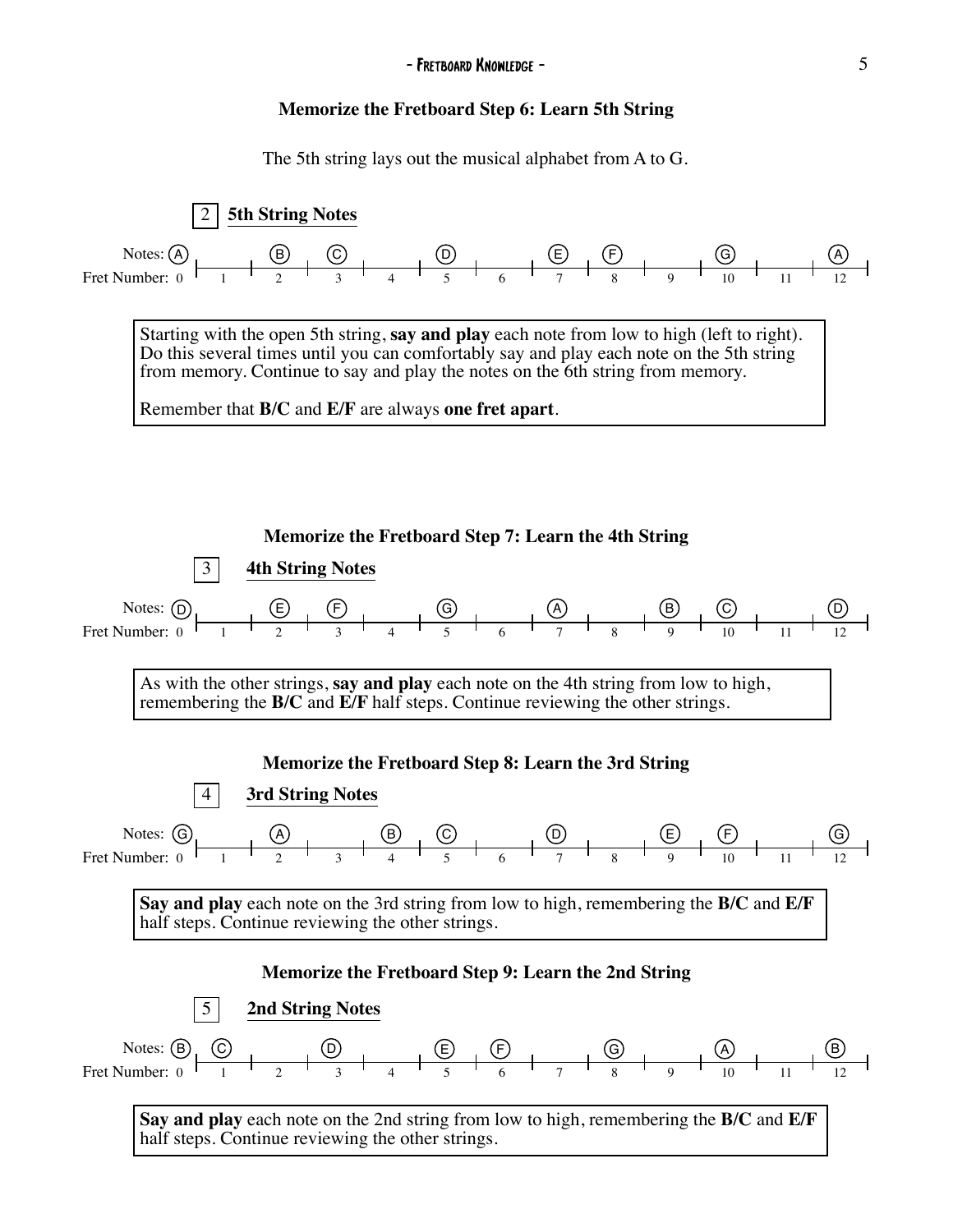### Memorize the Fretboard Step 6: Learn 5th String

The 5th string lays out the musical alphabet from A to G.

**2 5th String Notes**

| Fret Number | 0 | 1 | 2 | 3 | 4 | 5 | 6 | 7 | 8 | 9 | 10 | 11 | 12 |
|---|---|---|---|---|---|---|---|---|---|---|---|---|---|
| Notes | A | | B | C | | D | | E | F | | G | | A |

Starting with the open 5th string, **say and play** each note from low to high (left to right). Do this several times until you can comfortably say and play each note on the 5th string from memory. Continue to say and play the notes on the 6th string from memory.

Remember that **B/C** and **E/F** are always **one fret apart**.

### Memorize the Fretboard Step 7: Learn the 4th String

**3 4th String Notes**

| Fret Number | 0 | 1 | 2 | 3 | 4 | 5 | 6 | 7 | 8 | 9 | 10 | 11 | 12 |
|---|---|---|---|---|---|---|---|---|---|---|---|---|---|
| Notes | D | | E | F | | G | | A | | B | C | | D |

As with the other strings, **say and play** each note on the 4th string from low to high, remembering the **B/C** and **E/F** half steps. Continue reviewing the other strings.

### Memorize the Fretboard Step 8: Learn the 3rd String

**4 3rd String Notes**

| Fret Number | 0 | 1 | 2 | 3 | 4 | 5 | 6 | 7 | 8 | 9 | 10 | 11 | 12 |
|---|---|---|---|---|---|---|---|---|---|---|---|---|---|
| Notes | G | | A | | B | C | | D | | E | F | | G |

**Say and play** each note on the 3rd string from low to high, remembering the **B/C** and **E/F** half steps. Continue reviewing the other strings.

### Memorize the Fretboard Step 9: Learn the 2nd String

**5 2nd String Notes**

| Fret Number | 0 | 1 | 2 | 3 | 4 | 5 | 6 | 7 | 8 | 9 | 10 | 11 | 12 |
|---|---|---|---|---|---|---|---|---|---|---|---|---|---|
| Notes | B | C | | D | | E | F | | G | | A | | B |

**Say and play** each note on the 2nd string from low to high, remembering the **B/C** and **E/F** half steps. Continue reviewing the other strings.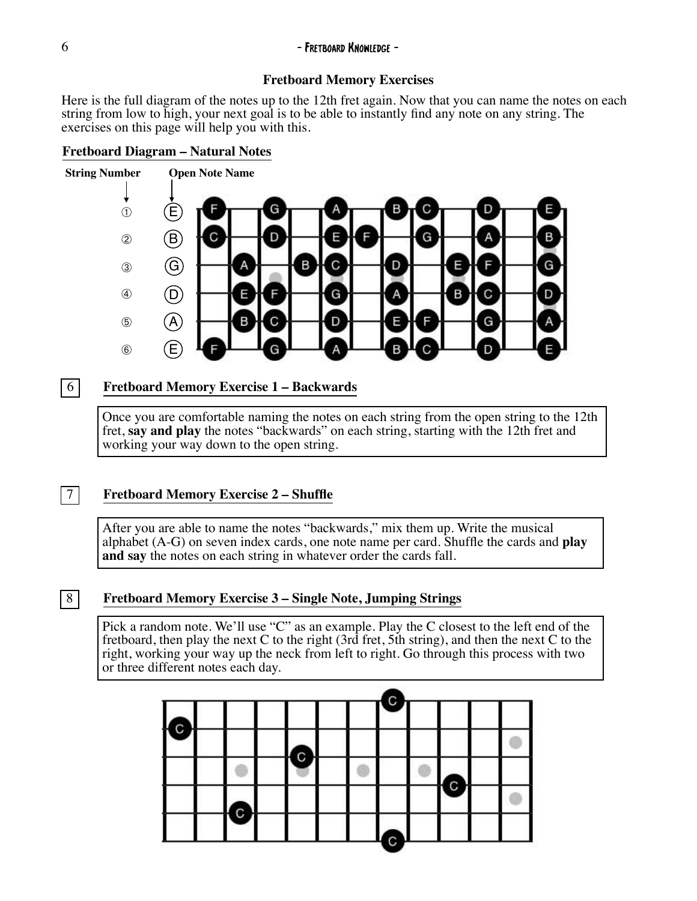## Fretboard Memory Exercises

Here is the full diagram of the notes up to the 12th fret again. Now that you can name the notes on each string from low to high, your next goal is to be able to instantly find any note on any string. The exercises on this page will help you with this.

**Fretboard Diagram – Natural Notes**

**String Number** **Open Note Name**

| String | Open | Notes |
|---|---|---|
| ① | E | F G A B C D E |
| ② | B | C D E F G A B |
| ③ | G | A B C D E F G |
| ④ | D | E F G A B C D |
| ⑤ | A | B C D E F G A |
| ⑥ | E | F G A B C D E |

6 **Fretboard Memory Exercise 1 – Backwards**

Once you are comfortable naming the notes on each string from the open string to the 12th fret, **say and play** the notes "backwards" on each string, starting with the 12th fret and working your way down to the open string.

7 **Fretboard Memory Exercise 2 – Shuffle**

After you are able to name the notes "backwards," mix them up. Write the musical alphabet (A-G) on seven index cards, one note name per card. Shuffle the cards and **play and say** the notes on each string in whatever order the cards fall.

8 **Fretboard Memory Exercise 3 – Single Note, Jumping Strings**

Pick a random note. We'll use "C" as an example. Play the C closest to the left end of the fretboard, then play the next C to the right (3rd fret, 5th string), and then the next C to the right, working your way up the neck from left to right. Go through this process with two or three different notes each day.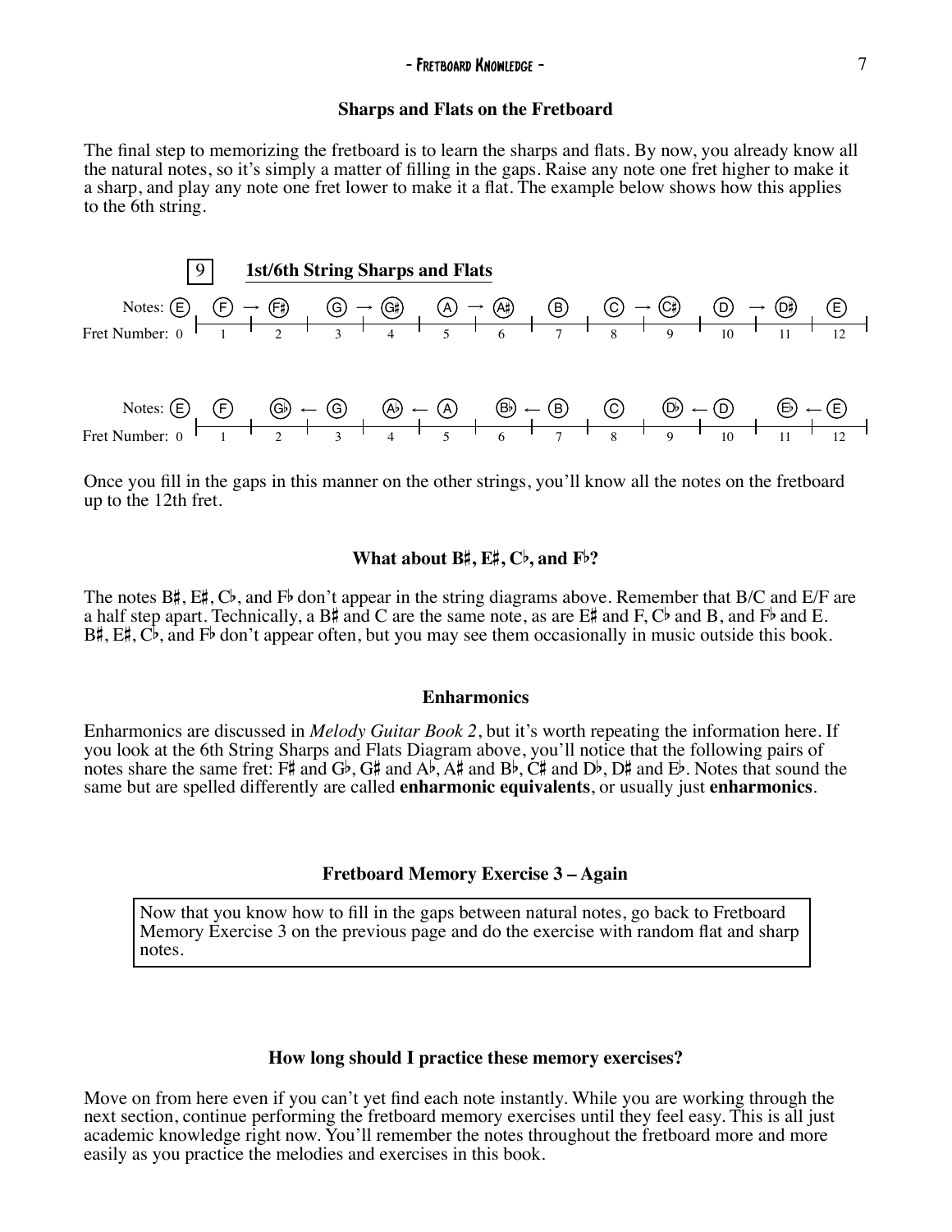### Sharps and Flats on the Fretboard

The final step to memorizing the fretboard is to learn the sharps and flats. By now, you already know all the natural notes, so it's simply a matter of filling in the gaps. Raise any note one fret higher to make it a sharp, and play any note one fret lower to make it a flat. The example below shows how this applies to the 6th string.

**9 — 1st/6th String Sharps and Flats**

| Fret Number: | 0 | 1 | 2 | 3 | 4 | 5 | 6 | 7 | 8 | 9 | 10 | 11 | 12 |
|---|---|---|---|---|---|---|---|---|---|---|---|---|---|
| Notes: | E | F → | F♯ | G → | G♯ | A → | A♯ | B | C → | C♯ | D → | D♯ | E |

| Fret Number: | 0 | 1 | 2 | 3 | 4 | 5 | 6 | 7 | 8 | 9 | 10 | 11 | 12 |
|---|---|---|---|---|---|---|---|---|---|---|---|---|---|
| Notes: | E | F | G♭ | ← G | A♭ | ← A | B♭ | ← B | C | D♭ | ← D | E♭ | ← E |

Once you fill in the gaps in this manner on the other strings, you'll know all the notes on the fretboard up to the 12th fret.

### What about B♯, E♯, C♭, and F♭?

The notes B♯, E♯, C♭, and F♭ don't appear in the string diagrams above. Remember that B/C and E/F are a half step apart. Technically, a B♯ and C are the same note, as are E♯ and F, C♭ and B, and F♭ and E. B♯, E♯, C♭, and F♭ don't appear often, but you may see them occasionally in music outside this book.

### Enharmonics

Enharmonics are discussed in *Melody Guitar Book 2*, but it's worth repeating the information here. If you look at the 6th String Sharps and Flats Diagram above, you'll notice that the following pairs of notes share the same fret: F♯ and G♭, G♯ and A♭, A♯ and B♭, C♯ and D♭, D♯ and E♭. Notes that sound the same but are spelled differently are called **enharmonic equivalents**, or usually just **enharmonics**.

### Fretboard Memory Exercise 3 – Again

Now that you know how to fill in the gaps between natural notes, go back to Fretboard Memory Exercise 3 on the previous page and do the exercise with random flat and sharp notes.

### How long should I practice these memory exercises?

Move on from here even if you can't yet find each note instantly. While you are working through the next section, continue performing the fretboard memory exercises until they feel easy. This is all just academic knowledge right now. You'll remember the notes throughout the fretboard more and more easily as you practice the melodies and exercises in this book.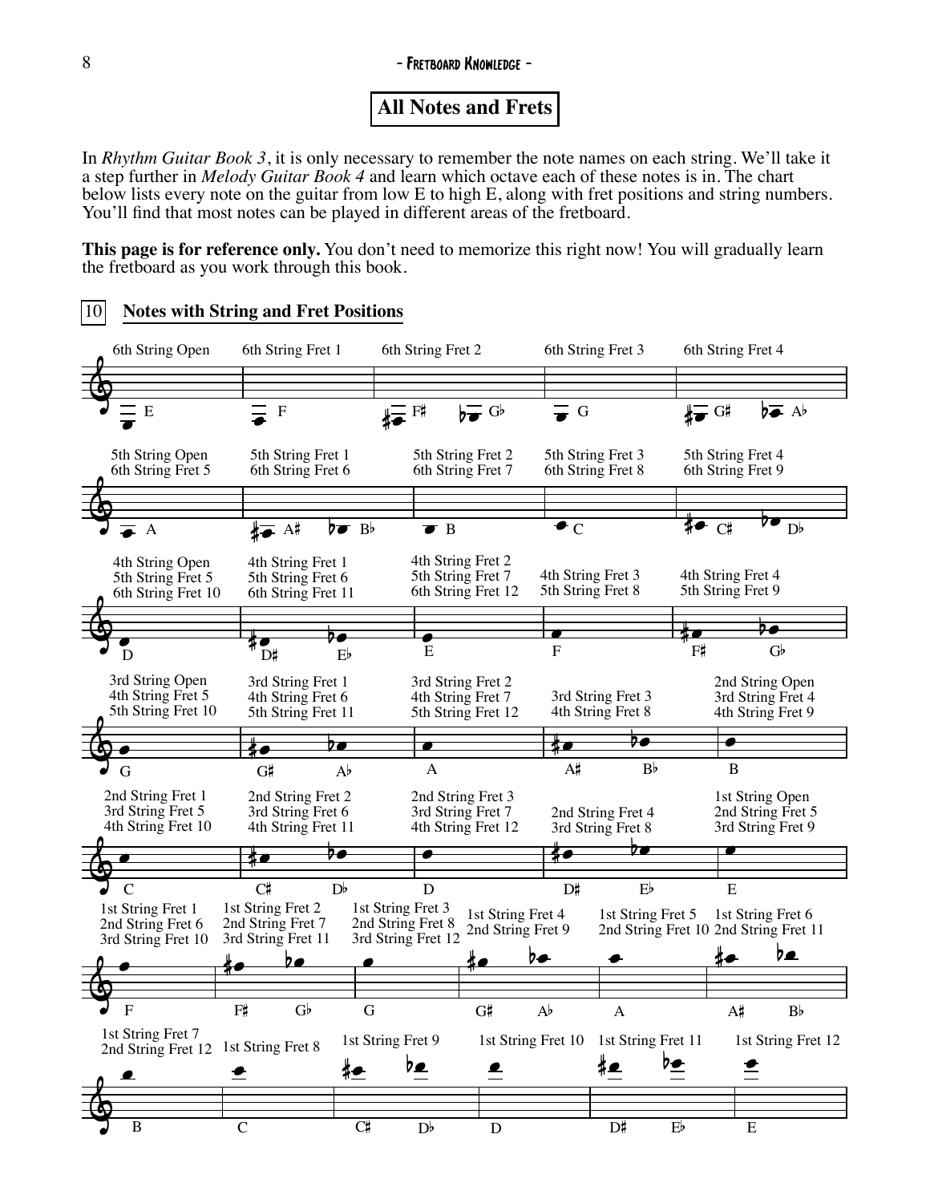## All Notes and Frets

In *Rhythm Guitar Book 3*, it is only necessary to remember the note names on each string. We'll take it a step further in *Melody Guitar Book 4* and learn which octave each of these notes is in. The chart below lists every note on the guitar from low E to high E, along with fret positions and string numbers. You'll find that most notes can be played in different areas of the fretboard.

**This page is for reference only.** You don't need to memorize this right now! You will gradually learn the fretboard as you work through this book.

### 10 Notes with String and Fret Positions

6th String Open — E
6th String Fret 1 — F
6th String Fret 2 — F♯ G♭
6th String Fret 3 — G
6th String Fret 4 — G♯ A♭

5th String Open, 6th String Fret 5 — A
5th String Fret 1, 6th String Fret 6 — A♯ B♭
5th String Fret 2, 6th String Fret 7 — B
5th String Fret 3, 6th String Fret 8 — C
5th String Fret 4, 6th String Fret 9 — C♯ D♭

4th String Open, 5th String Fret 5, 6th String Fret 10 — D
4th String Fret 1, 5th String Fret 6, 6th String Fret 11 — D♯ E♭
4th String Fret 2, 5th String Fret 7, 6th String Fret 12 — E
4th String Fret 3, 5th String Fret 8 — F
4th String Fret 4, 5th String Fret 9 — F♯ G♭

3rd String Open, 4th String Fret 5, 5th String Fret 10 — G
3rd String Fret 1, 4th String Fret 6, 5th String Fret 11 — G♯ A♭
3rd String Fret 2, 4th String Fret 7, 5th String Fret 12 — A
3rd String Fret 3, 4th String Fret 8 — A♯ B♭
2nd String Open, 3rd String Fret 4, 4th String Fret 9 — B

2nd String Fret 1, 3rd String Fret 5, 4th String Fret 10 — C
2nd String Fret 2, 3rd String Fret 6, 4th String Fret 11 — C♯ D♭
2nd String Fret 3, 3rd String Fret 7, 4th String Fret 12 — D
2nd String Fret 4, 3rd String Fret 8 — D♯ E♭
1st String Open, 2nd String Fret 5, 3rd String Fret 9 — E

1st String Fret 1, 2nd String Fret 6, 3rd String Fret 10 — F
1st String Fret 2, 2nd String Fret 7, 3rd String Fret 11 — F♯ G♭
1st String Fret 3, 2nd String Fret 8, 3rd String Fret 12 — G
1st String Fret 4, 2nd String Fret 9 — G♯ A♭
1st String Fret 5, 2nd String Fret 10 — A
1st String Fret 6, 2nd String Fret 11 — A♯ B♭

1st String Fret 7, 2nd String Fret 12 — B
1st String Fret 8 — C
1st String Fret 9 — C♯ D♭
1st String Fret 10 — D
1st String Fret 11 — D♯ E♭
1st String Fret 12 — E